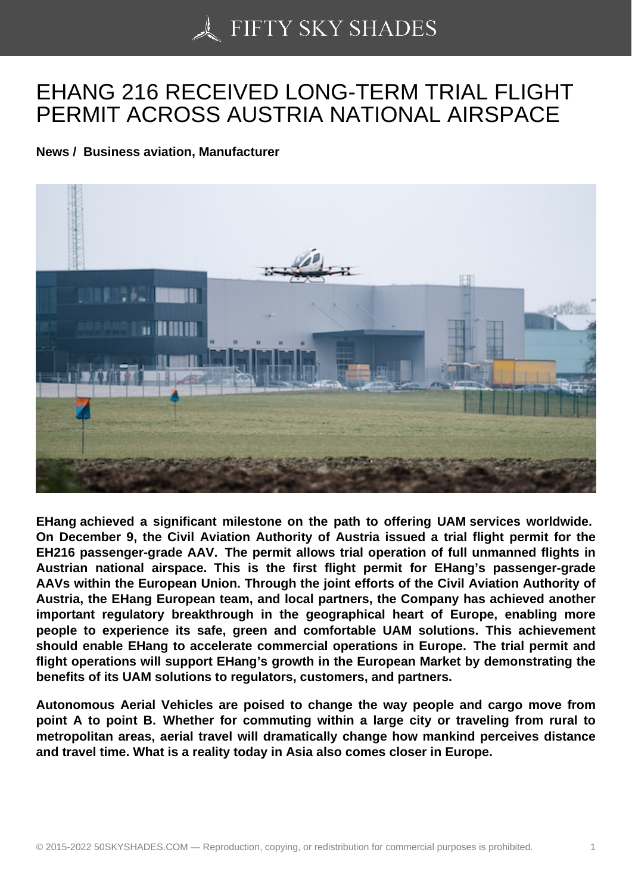# EHANG 216 RECEIVED LONG-TERM TRIAL FLIGHT PERMIT ACROSS AUSTRIA NATIONAL AIRSPACE

**News / Business aviation, Manufacturer**

**EHang achieved a significant milestone on the path to offering UAM services worldwide. On December 9, the Civil Aviation Authority of Austria issued a trial flight permit for the EH216 passenger-grade AAV. The permit allows trial operation of full unmanned flights in Austrian national airspace. This is the first flight permit for EHang's passenger-grade AAVs within the European Union. Through the joint efforts of the Civil Aviation Authority of Austria, the EHang European team, and local partners, the Company has achieved another important regulatory breakthrough in the geographical heart of Europe, enabling more people to experience its safe, green and comfortable UAM solutions. This achievement should enable EHang to accelerate commercial operations in Europe. The trial permit and flight operations will support EHang's growth in the European Market by demonstrating the benefits of its UAM solutions to regulators, customers, and partners.**

**Autonomous Aerial Vehicles are poised to change the way people and cargo move from point A to point B. Whether for commuting within a large city or traveling from rural to metropolitan areas, aerial travel will dramatically change how mankind perceives distance and travel time. What is a reality today in Asia also comes closer in Europe.**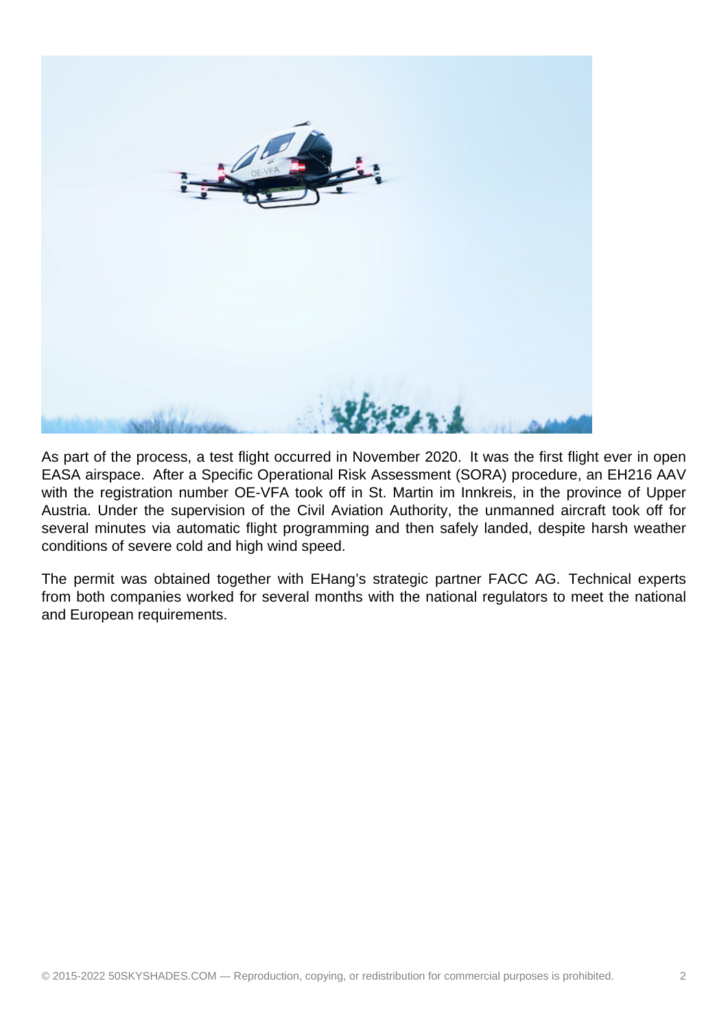As part of the process, a test flight occurred in November 2020. It was the first flight ever in open EASA airspace. After a Specific Operational Risk Assessment (SORA) procedure, an EH216 AAV with the registration number OE-VFA took off in St. Martin im Innkreis, in the province of Upper Austria. Under the supervision of the Civil Aviation Authority, the unmanned aircraft took off for several minutes via automatic flight programming and then safely landed, despite harsh weather conditions of severe cold and high wind speed.

The permit was obtained together with EHang's strategic partner FACC AG. Technical experts from both companies worked for several months with the national regulators to meet the national and European requirements.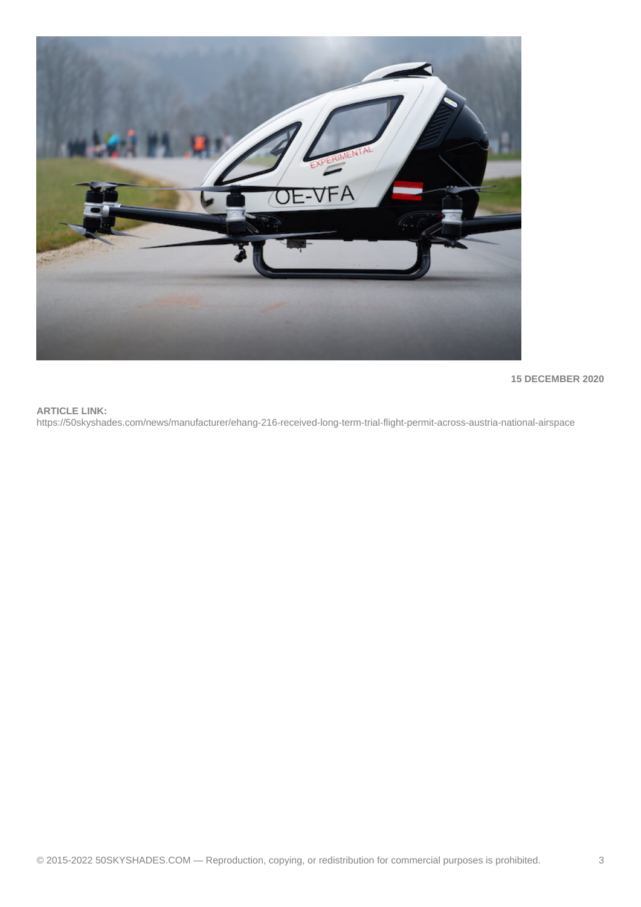**15 DECEMBER 2020**

**ARTICLE LINK:**
https://50skyshades.com/news/manufacturer/ehang-216-received-long-term-trial-flight-permit-across-austria-national-airspace